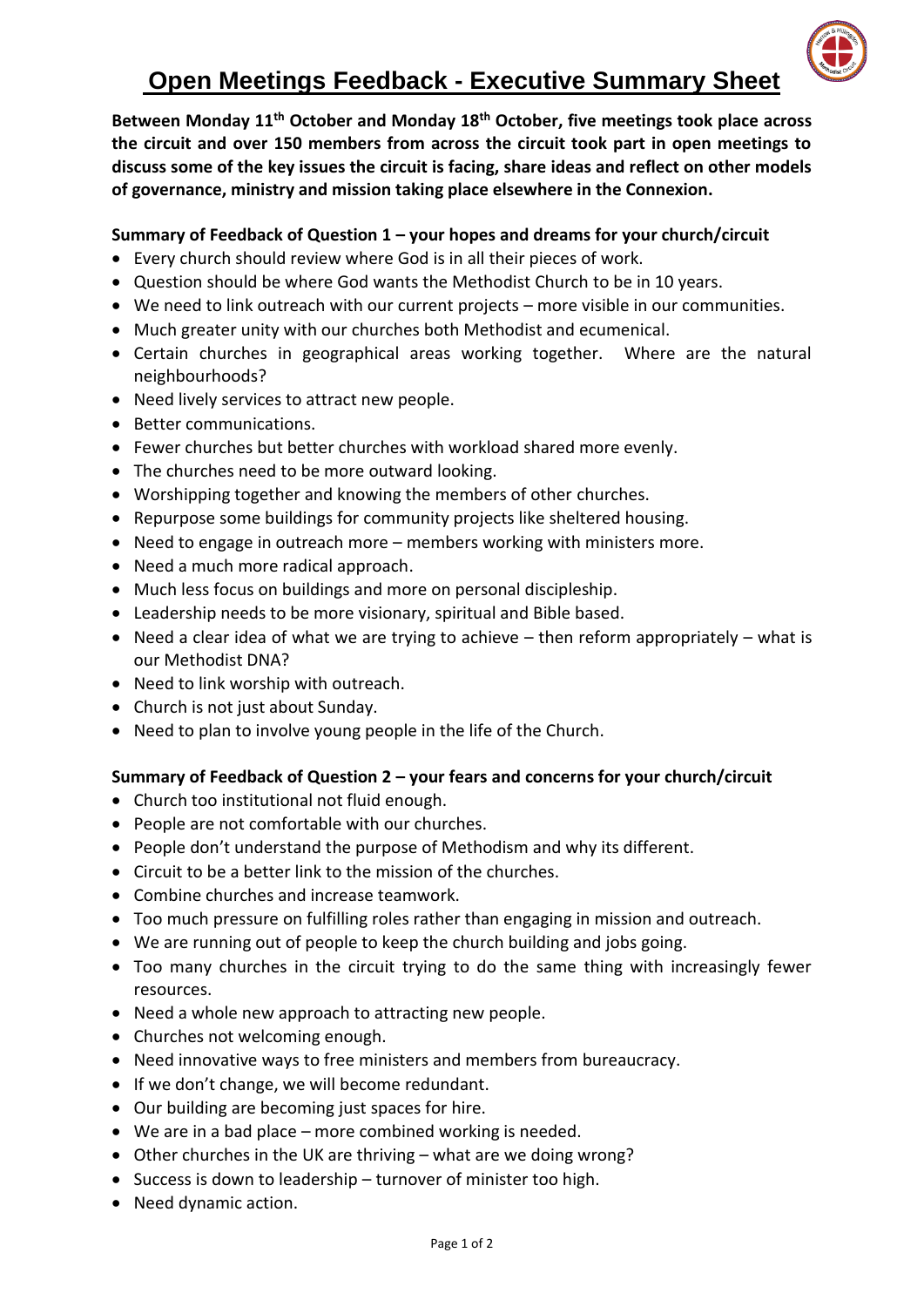# Open Meetings Feedback - Executive Summary Sheet

**Between Monday 11th October and Monday 18th October, five meetings took place across the circuit and over 150 members from across the circuit took part in open meetings to discuss some of the key issues the circuit is facing, share ideas and reflect on other models of governance, ministry and mission taking place elsewhere in the Connexion.**

**Summary of Feedback of Question 1 – your hopes and dreams for your church/circuit**

- Every church should review where God is in all their pieces of work.
- Question should be where God wants the Methodist Church to be in 10 years.
- We need to link outreach with our current projects – more visible in our communities.
- Much greater unity with our churches both Methodist and ecumenical.
- Certain churches in geographical areas working together. Where are the natural neighbourhoods?
- Need lively services to attract new people.
- Better communications.
- Fewer churches but better churches with workload shared more evenly.
- The churches need to be more outward looking.
- Worshipping together and knowing the members of other churches.
- Repurpose some buildings for community projects like sheltered housing.
- Need to engage in outreach more – members working with ministers more.
- Need a much more radical approach.
- Much less focus on buildings and more on personal discipleship.
- Leadership needs to be more visionary, spiritual and Bible based.
- Need a clear idea of what we are trying to achieve – then reform appropriately – what is our Methodist DNA?
- Need to link worship with outreach.
- Church is not just about Sunday.
- Need to plan to involve young people in the life of the Church.

**Summary of Feedback of Question 2 – your fears and concerns for your church/circuit**

- Church too institutional not fluid enough.
- People are not comfortable with our churches.
- People don't understand the purpose of Methodism and why its different.
- Circuit to be a better link to the mission of the churches.
- Combine churches and increase teamwork.
- Too much pressure on fulfilling roles rather than engaging in mission and outreach.
- We are running out of people to keep the church building and jobs going.
- Too many churches in the circuit trying to do the same thing with increasingly fewer resources.
- Need a whole new approach to attracting new people.
- Churches not welcoming enough.
- Need innovative ways to free ministers and members from bureaucracy.
- If we don't change, we will become redundant.
- Our building are becoming just spaces for hire.
- We are in a bad place – more combined working is needed.
- Other churches in the UK are thriving – what are we doing wrong?
- Success is down to leadership – turnover of minister too high.
- Need dynamic action.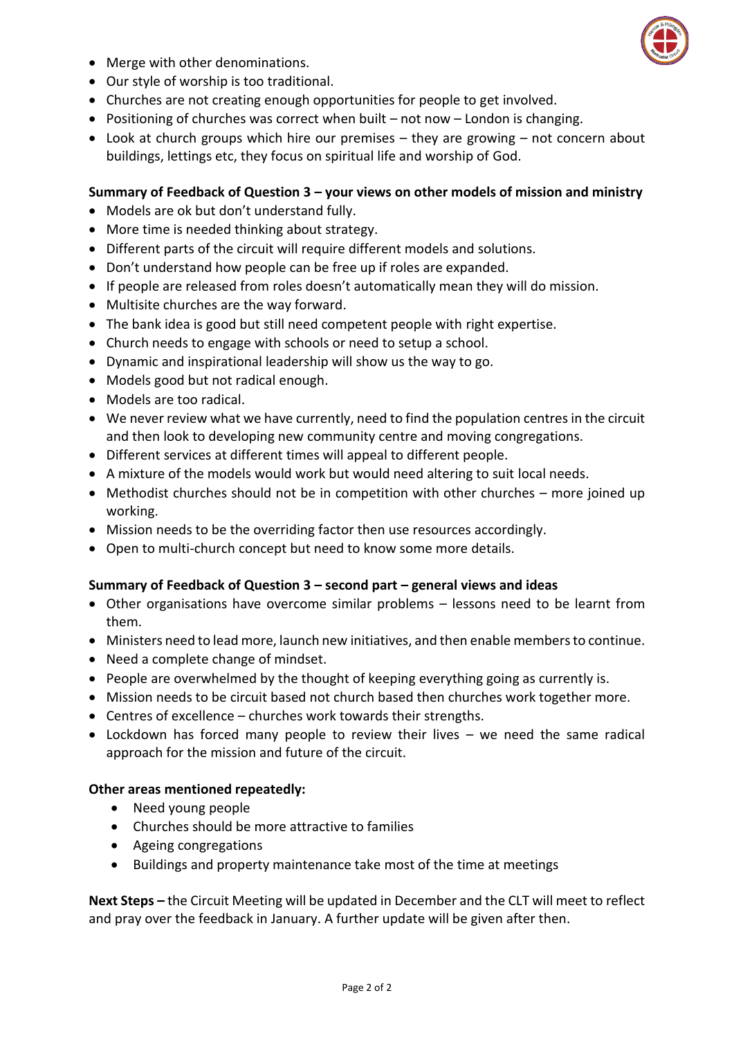- Merge with other denominations.
- Our style of worship is too traditional.
- Churches are not creating enough opportunities for people to get involved.
- Positioning of churches was correct when built – not now – London is changing.
- Look at church groups which hire our premises – they are growing – not concern about buildings, lettings etc, they focus on spiritual life and worship of God.

**Summary of Feedback of Question 3 – your views on other models of mission and ministry**

- Models are ok but don't understand fully.
- More time is needed thinking about strategy.
- Different parts of the circuit will require different models and solutions.
- Don't understand how people can be free up if roles are expanded.
- If people are released from roles doesn't automatically mean they will do mission.
- Multisite churches are the way forward.
- The bank idea is good but still need competent people with right expertise.
- Church needs to engage with schools or need to setup a school.
- Dynamic and inspirational leadership will show us the way to go.
- Models good but not radical enough.
- Models are too radical.
- We never review what we have currently, need to find the population centres in the circuit and then look to developing new community centre and moving congregations.
- Different services at different times will appeal to different people.
- A mixture of the models would work but would need altering to suit local needs.
- Methodist churches should not be in competition with other churches – more joined up working.
- Mission needs to be the overriding factor then use resources accordingly.
- Open to multi-church concept but need to know some more details.

**Summary of Feedback of Question 3 – second part – general views and ideas**

- Other organisations have overcome similar problems – lessons need to be learnt from them.
- Ministers need to lead more, launch new initiatives, and then enable members to continue.
- Need a complete change of mindset.
- People are overwhelmed by the thought of keeping everything going as currently is.
- Mission needs to be circuit based not church based then churches work together more.
- Centres of excellence – churches work towards their strengths.
- Lockdown has forced many people to review their lives – we need the same radical approach for the mission and future of the circuit.

**Other areas mentioned repeatedly:**

- Need young people
- Churches should be more attractive to families
- Ageing congregations
- Buildings and property maintenance take most of the time at meetings

**Next Steps –** the Circuit Meeting will be updated in December and the CLT will meet to reflect and pray over the feedback in January. A further update will be given after then.